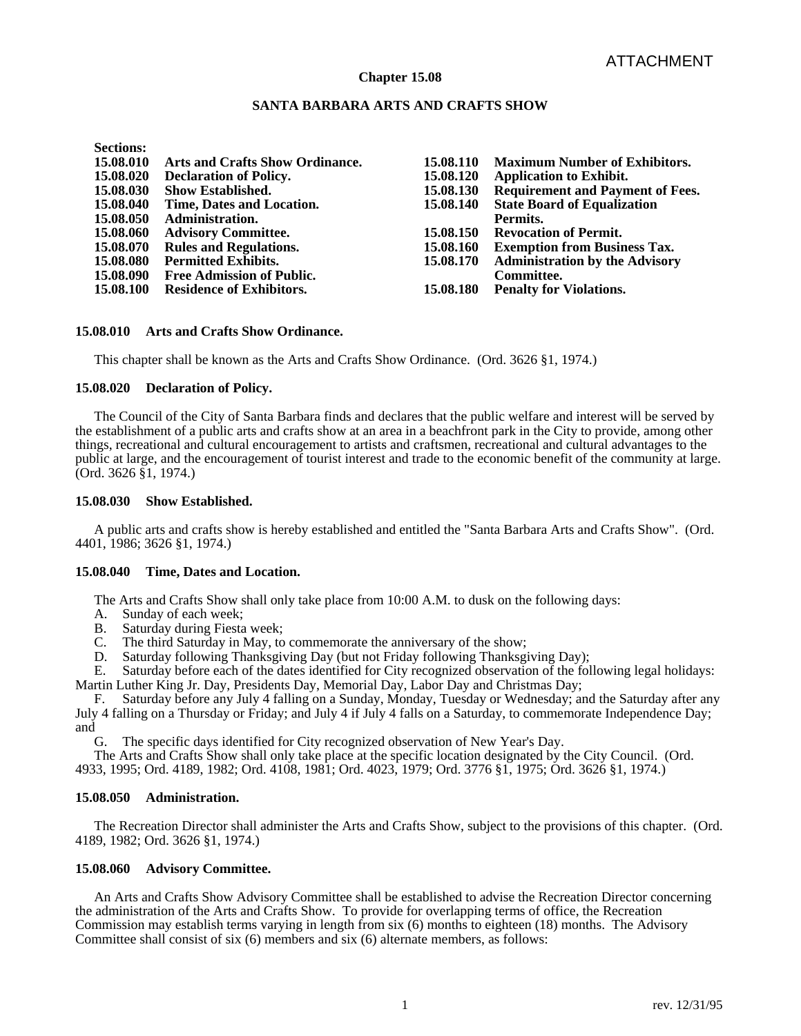ATTACHMENT

# Chapter 15.08

## SANTA BARBARA ARTS AND CRAFTS SHOW

**Sections:**

| | | | |
|---|---|---|---|
| **15.08.010** | **Arts and Crafts Show Ordinance.** | **15.08.110** | **Maximum Number of Exhibitors.** |
| **15.08.020** | **Declaration of Policy.** | **15.08.120** | **Application to Exhibit.** |
| **15.08.030** | **Show Established.** | **15.08.130** | **Requirement and Payment of Fees.** |
| **15.08.040** | **Time, Dates and Location.** | **15.08.140** | **State Board of Equalization Permits.** |
| **15.08.050** | **Administration.** | **15.08.150** | **Revocation of Permit.** |
| **15.08.060** | **Advisory Committee.** | **15.08.160** | **Exemption from Business Tax.** |
| **15.08.070** | **Rules and Regulations.** | **15.08.170** | **Administration by the Advisory Committee.** |
| **15.08.080** | **Permitted Exhibits.** | **15.08.180** | **Penalty for Violations.** |
| **15.08.090** | **Free Admission of Public.** | | |
| **15.08.100** | **Residence of Exhibitors.** | | |

### 15.08.010 Arts and Crafts Show Ordinance.

This chapter shall be known as the Arts and Crafts Show Ordinance. (Ord. 3626 §1, 1974.)

### 15.08.020 Declaration of Policy.

The Council of the City of Santa Barbara finds and declares that the public welfare and interest will be served by the establishment of a public arts and crafts show at an area in a beachfront park in the City to provide, among other things, recreational and cultural encouragement to artists and craftsmen, recreational and cultural advantages to the public at large, and the encouragement of tourist interest and trade to the economic benefit of the community at large. (Ord. 3626 §1, 1974.)

### 15.08.030 Show Established.

A public arts and crafts show is hereby established and entitled the "Santa Barbara Arts and Crafts Show". (Ord. 4401, 1986; 3626 §1, 1974.)

### 15.08.040 Time, Dates and Location.

The Arts and Crafts Show shall only take place from 10:00 A.M. to dusk on the following days:

A. Sunday of each week;
B. Saturday during Fiesta week;
C. The third Saturday in May, to commemorate the anniversary of the show;
D. Saturday following Thanksgiving Day (but not Friday following Thanksgiving Day);
E. Saturday before each of the dates identified for City recognized observation of the following legal holidays: Martin Luther King Jr. Day, Presidents Day, Memorial Day, Labor Day and Christmas Day;
F. Saturday before any July 4 falling on a Sunday, Monday, Tuesday or Wednesday; and the Saturday after any July 4 falling on a Thursday or Friday; and July 4 if July 4 falls on a Saturday, to commemorate Independence Day; and
G. The specific days identified for City recognized observation of New Year's Day.

The Arts and Crafts Show shall only take place at the specific location designated by the City Council. (Ord. 4933, 1995; Ord. 4189, 1982; Ord. 4108, 1981; Ord. 4023, 1979; Ord. 3776 §1, 1975; Ord. 3626 §1, 1974.)

### 15.08.050 Administration.

The Recreation Director shall administer the Arts and Crafts Show, subject to the provisions of this chapter. (Ord. 4189, 1982; Ord. 3626 §1, 1974.)

### 15.08.060 Advisory Committee.

An Arts and Crafts Show Advisory Committee shall be established to advise the Recreation Director concerning the administration of the Arts and Crafts Show. To provide for overlapping terms of office, the Recreation Commission may establish terms varying in length from six (6) months to eighteen (18) months. The Advisory Committee shall consist of six (6) members and six (6) alternate members, as follows: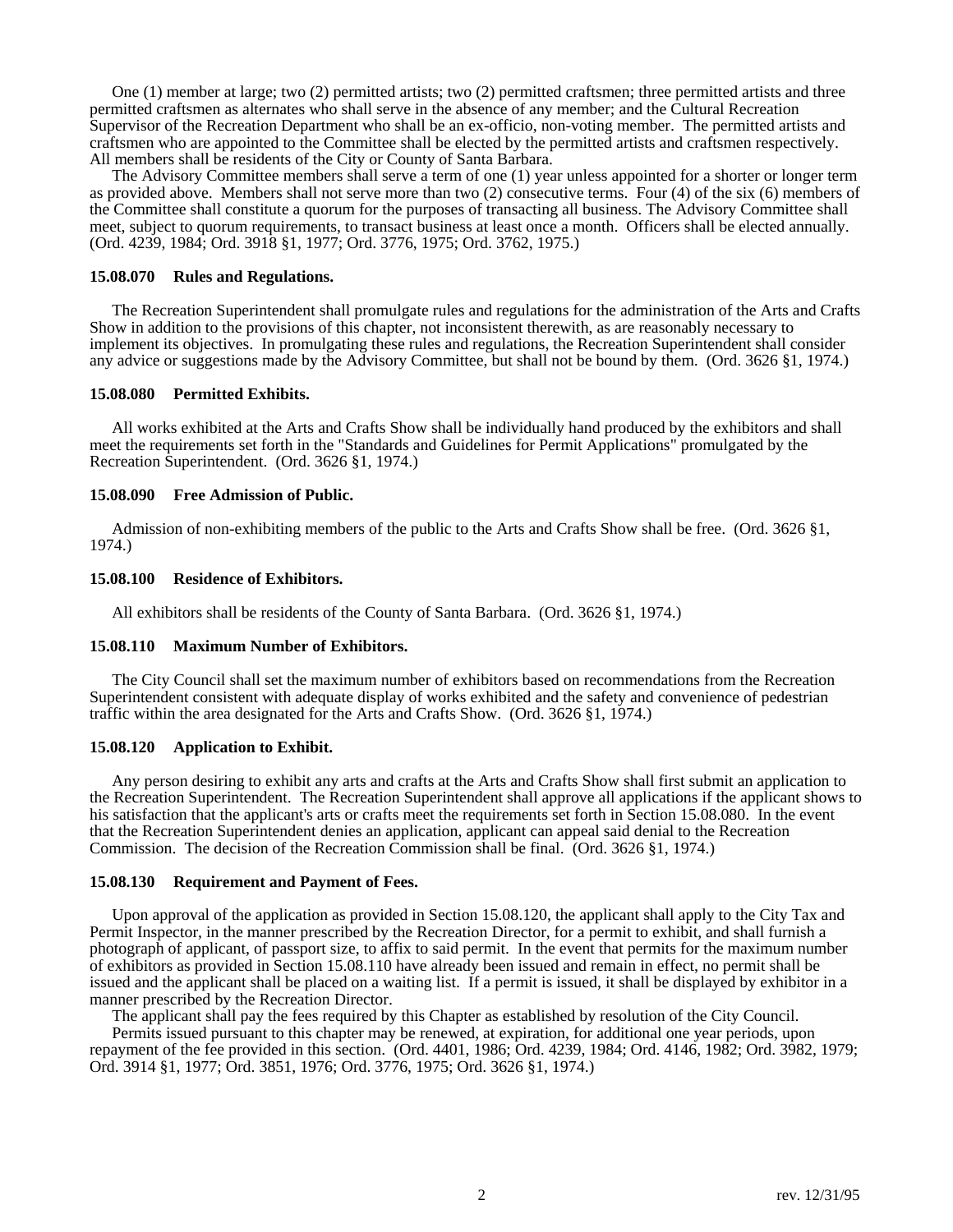One (1) member at large; two (2) permitted artists; two (2) permitted craftsmen; three permitted artists and three permitted craftsmen as alternates who shall serve in the absence of any member; and the Cultural Recreation Supervisor of the Recreation Department who shall be an ex-officio, non-voting member. The permitted artists and craftsmen who are appointed to the Committee shall be elected by the permitted artists and craftsmen respectively. All members shall be residents of the City or County of Santa Barbara.

The Advisory Committee members shall serve a term of one (1) year unless appointed for a shorter or longer term as provided above. Members shall not serve more than two (2) consecutive terms. Four (4) of the six (6) members of the Committee shall constitute a quorum for the purposes of transacting all business. The Advisory Committee shall meet, subject to quorum requirements, to transact business at least once a month. Officers shall be elected annually. (Ord. 4239, 1984; Ord. 3918 §1, 1977; Ord. 3776, 1975; Ord. 3762, 1975.)

**15.08.070 Rules and Regulations.**

The Recreation Superintendent shall promulgate rules and regulations for the administration of the Arts and Crafts Show in addition to the provisions of this chapter, not inconsistent therewith, as are reasonably necessary to implement its objectives. In promulgating these rules and regulations, the Recreation Superintendent shall consider any advice or suggestions made by the Advisory Committee, but shall not be bound by them. (Ord. 3626 §1, 1974.)

**15.08.080 Permitted Exhibits.**

All works exhibited at the Arts and Crafts Show shall be individually hand produced by the exhibitors and shall meet the requirements set forth in the "Standards and Guidelines for Permit Applications" promulgated by the Recreation Superintendent. (Ord. 3626 §1, 1974.)

**15.08.090 Free Admission of Public.**

Admission of non-exhibiting members of the public to the Arts and Crafts Show shall be free. (Ord. 3626 §1, 1974.)

**15.08.100 Residence of Exhibitors.**

All exhibitors shall be residents of the County of Santa Barbara. (Ord. 3626 §1, 1974.)

**15.08.110 Maximum Number of Exhibitors.**

The City Council shall set the maximum number of exhibitors based on recommendations from the Recreation Superintendent consistent with adequate display of works exhibited and the safety and convenience of pedestrian traffic within the area designated for the Arts and Crafts Show. (Ord. 3626 §1, 1974.)

**15.08.120 Application to Exhibit.**

Any person desiring to exhibit any arts and crafts at the Arts and Crafts Show shall first submit an application to the Recreation Superintendent. The Recreation Superintendent shall approve all applications if the applicant shows to his satisfaction that the applicant's arts or crafts meet the requirements set forth in Section 15.08.080. In the event that the Recreation Superintendent denies an application, applicant can appeal said denial to the Recreation Commission. The decision of the Recreation Commission shall be final. (Ord. 3626 §1, 1974.)

**15.08.130 Requirement and Payment of Fees.**

Upon approval of the application as provided in Section 15.08.120, the applicant shall apply to the City Tax and Permit Inspector, in the manner prescribed by the Recreation Director, for a permit to exhibit, and shall furnish a photograph of applicant, of passport size, to affix to said permit. In the event that permits for the maximum number of exhibitors as provided in Section 15.08.110 have already been issued and remain in effect, no permit shall be issued and the applicant shall be placed on a waiting list. If a permit is issued, it shall be displayed by exhibitor in a manner prescribed by the Recreation Director.

The applicant shall pay the fees required by this Chapter as established by resolution of the City Council.

Permits issued pursuant to this chapter may be renewed, at expiration, for additional one year periods, upon repayment of the fee provided in this section. (Ord. 4401, 1986; Ord. 4239, 1984; Ord. 4146, 1982; Ord. 3982, 1979; Ord. 3914 §1, 1977; Ord. 3851, 1976; Ord. 3776, 1975; Ord. 3626 §1, 1974.)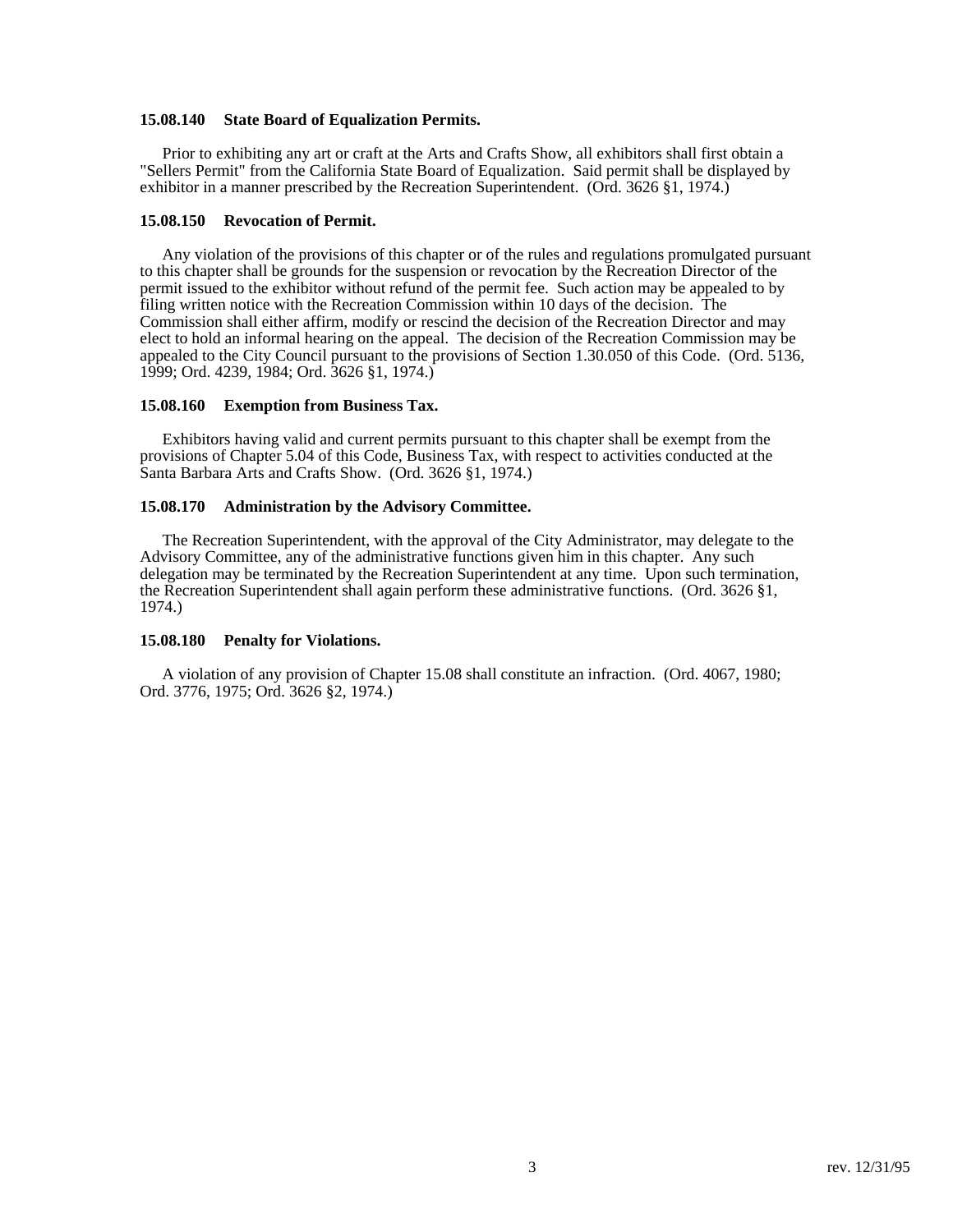**15.08.140 State Board of Equalization Permits.**

Prior to exhibiting any art or craft at the Arts and Crafts Show, all exhibitors shall first obtain a "Sellers Permit" from the California State Board of Equalization. Said permit shall be displayed by exhibitor in a manner prescribed by the Recreation Superintendent. (Ord. 3626 §1, 1974.)

**15.08.150 Revocation of Permit.**

Any violation of the provisions of this chapter or of the rules and regulations promulgated pursuant to this chapter shall be grounds for the suspension or revocation by the Recreation Director of the permit issued to the exhibitor without refund of the permit fee. Such action may be appealed to by filing written notice with the Recreation Commission within 10 days of the decision. The Commission shall either affirm, modify or rescind the decision of the Recreation Director and may elect to hold an informal hearing on the appeal. The decision of the Recreation Commission may be appealed to the City Council pursuant to the provisions of Section 1.30.050 of this Code. (Ord. 5136, 1999; Ord. 4239, 1984; Ord. 3626 §1, 1974.)

**15.08.160 Exemption from Business Tax.**

Exhibitors having valid and current permits pursuant to this chapter shall be exempt from the provisions of Chapter 5.04 of this Code, Business Tax, with respect to activities conducted at the Santa Barbara Arts and Crafts Show. (Ord. 3626 §1, 1974.)

**15.08.170 Administration by the Advisory Committee.**

The Recreation Superintendent, with the approval of the City Administrator, may delegate to the Advisory Committee, any of the administrative functions given him in this chapter. Any such delegation may be terminated by the Recreation Superintendent at any time. Upon such termination, the Recreation Superintendent shall again perform these administrative functions. (Ord. 3626 §1, 1974.)

**15.08.180 Penalty for Violations.**

A violation of any provision of Chapter 15.08 shall constitute an infraction. (Ord. 4067, 1980; Ord. 3776, 1975; Ord. 3626 §2, 1974.)

rev. 12/31/95